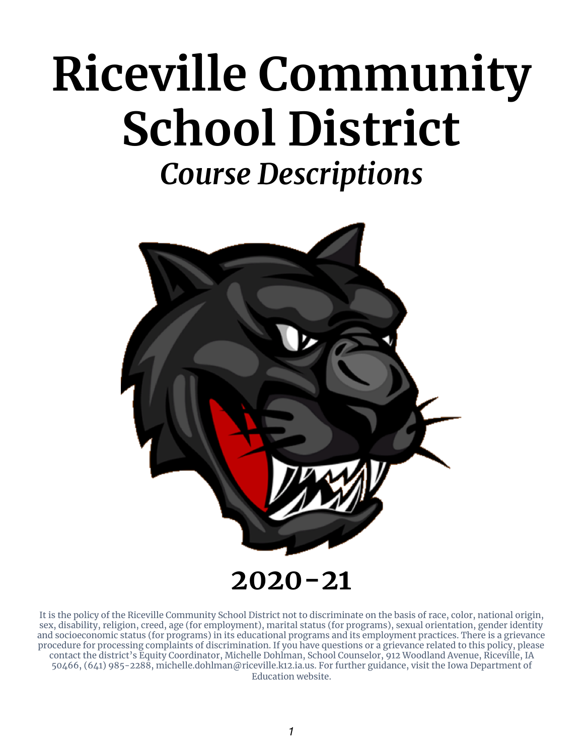# Riceville Community School District

## *Course Descriptions*

# 2020-21

It is the policy of the Riceville Community School District not to discriminate on the basis of race, color, national origin, sex, disability, religion, creed, age (for employment), marital status (for programs), sexual orientation, gender identity and socioeconomic status (for programs) in its educational programs and its employment practices. There is a grievance procedure for processing complaints of discrimination. If you have questions or a grievance related to this policy, please contact the district's Equity Coordinator, Michelle Dohlman, School Counselor, 912 Woodland Avenue, Riceville, IA 50466, (641) 985-2288, michelle.dohlman@riceville.k12.ia.us. For further guidance, visit the Iowa Department of Education website.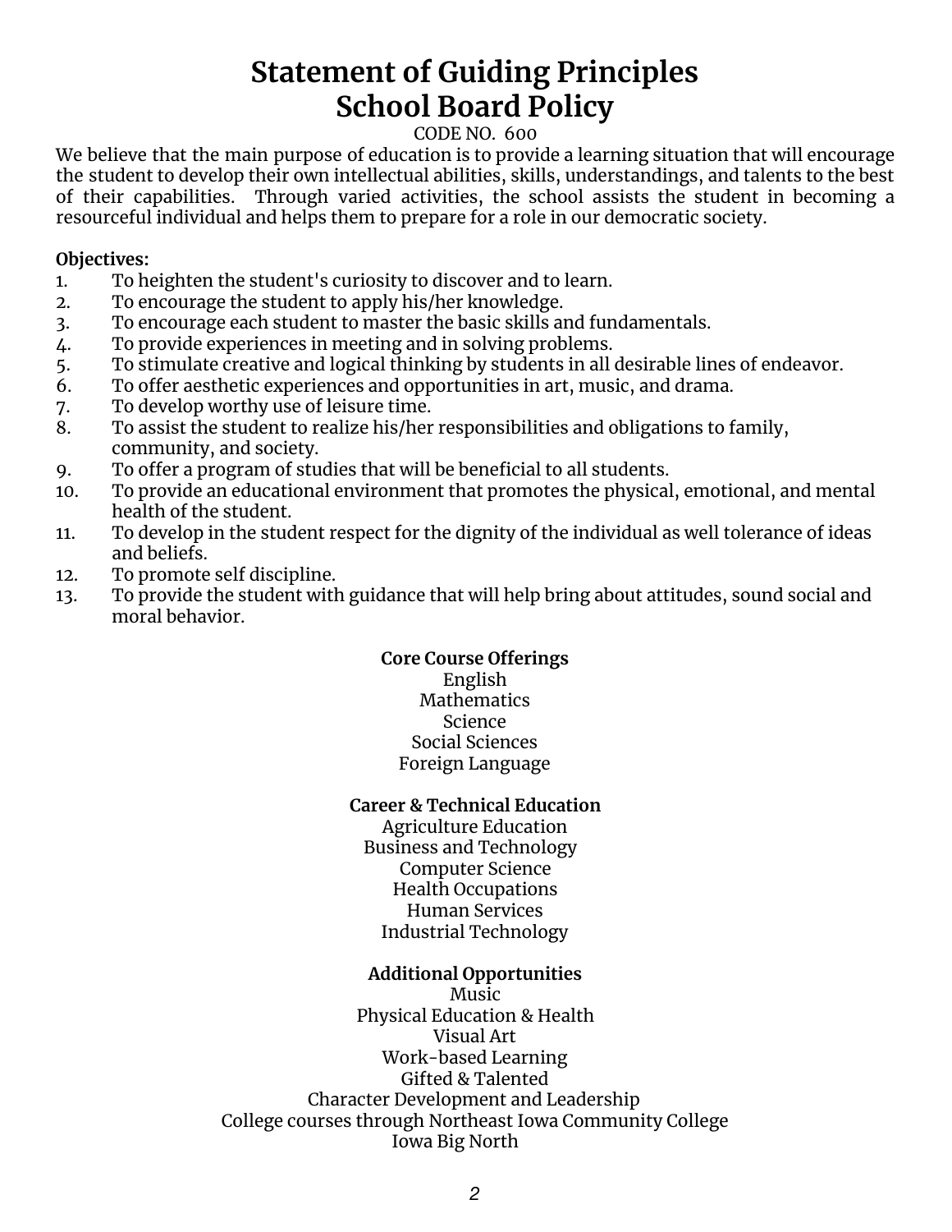# Statement of Guiding Principles
# School Board Policy

CODE NO. 600

We believe that the main purpose of education is to provide a learning situation that will encourage the student to develop their own intellectual abilities, skills, understandings, and talents to the best of their capabilities. Through varied activities, the school assists the student in becoming a resourceful individual and helps them to prepare for a role in our democratic society.

**Objectives:**

1. To heighten the student's curiosity to discover and to learn.
2. To encourage the student to apply his/her knowledge.
3. To encourage each student to master the basic skills and fundamentals.
4. To provide experiences in meeting and in solving problems.
5. To stimulate creative and logical thinking by students in all desirable lines of endeavor.
6. To offer aesthetic experiences and opportunities in art, music, and drama.
7. To develop worthy use of leisure time.
8. To assist the student to realize his/her responsibilities and obligations to family, community, and society.
9. To offer a program of studies that will be beneficial to all students.
10. To provide an educational environment that promotes the physical, emotional, and mental health of the student.
11. To develop in the student respect for the dignity of the individual as well tolerance of ideas and beliefs.
12. To promote self discipline.
13. To provide the student with guidance that will help bring about attitudes, sound social and moral behavior.

**Core Course Offerings**

English
Mathematics
Science
Social Sciences
Foreign Language

**Career & Technical Education**

Agriculture Education
Business and Technology
Computer Science
Health Occupations
Human Services
Industrial Technology

**Additional Opportunities**

Music
Physical Education & Health
Visual Art
Work-based Learning
Gifted & Talented
Character Development and Leadership
College courses through Northeast Iowa Community College
Iowa Big North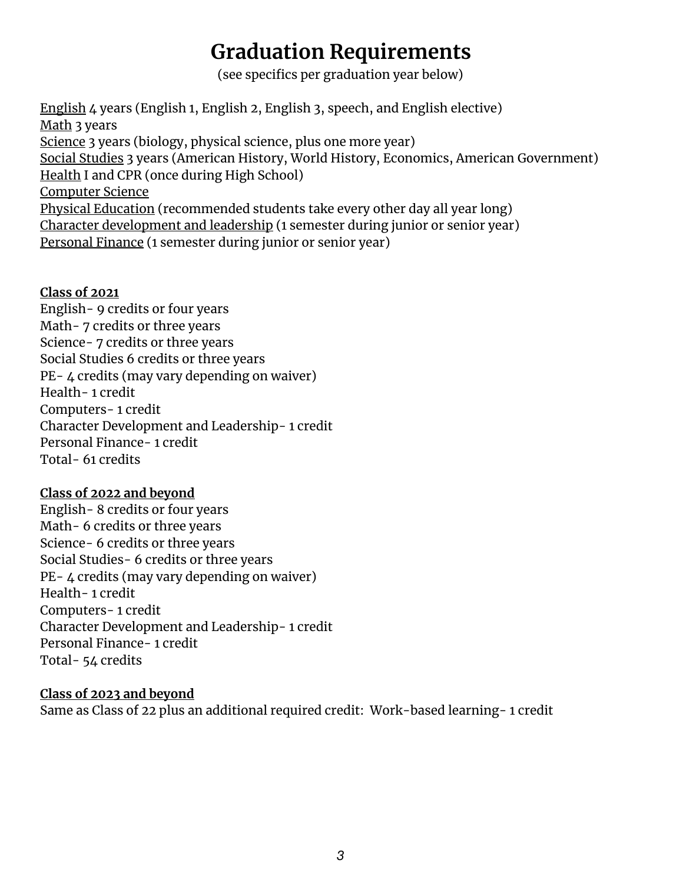# Graduation Requirements

(see specifics per graduation year below)

English 4 years (English 1, English 2, English 3, speech, and English elective)
Math 3 years
Science 3 years (biology, physical science, plus one more year)
Social Studies 3 years (American History, World History, Economics, American Government)
Health I and CPR (once during High School)
Computer Science
Physical Education (recommended students take every other day all year long)
Character development and leadership (1 semester during junior or senior year)
Personal Finance (1 semester during junior or senior year)

**Class of 2021**

English- 9 credits or four years
Math- 7 credits or three years
Science- 7 credits or three years
Social Studies 6 credits or three years
PE- 4 credits (may vary depending on waiver)
Health- 1 credit
Computers- 1 credit
Character Development and Leadership- 1 credit
Personal Finance- 1 credit
Total- 61 credits

**Class of 2022 and beyond**

English- 8 credits or four years
Math- 6 credits or three years
Science- 6 credits or three years
Social Studies- 6 credits or three years
PE- 4 credits (may vary depending on waiver)
Health- 1 credit
Computers- 1 credit
Character Development and Leadership- 1 credit
Personal Finance- 1 credit
Total- 54 credits

**Class of 2023 and beyond**

Same as Class of 22 plus an additional required credit: Work-based learning- 1 credit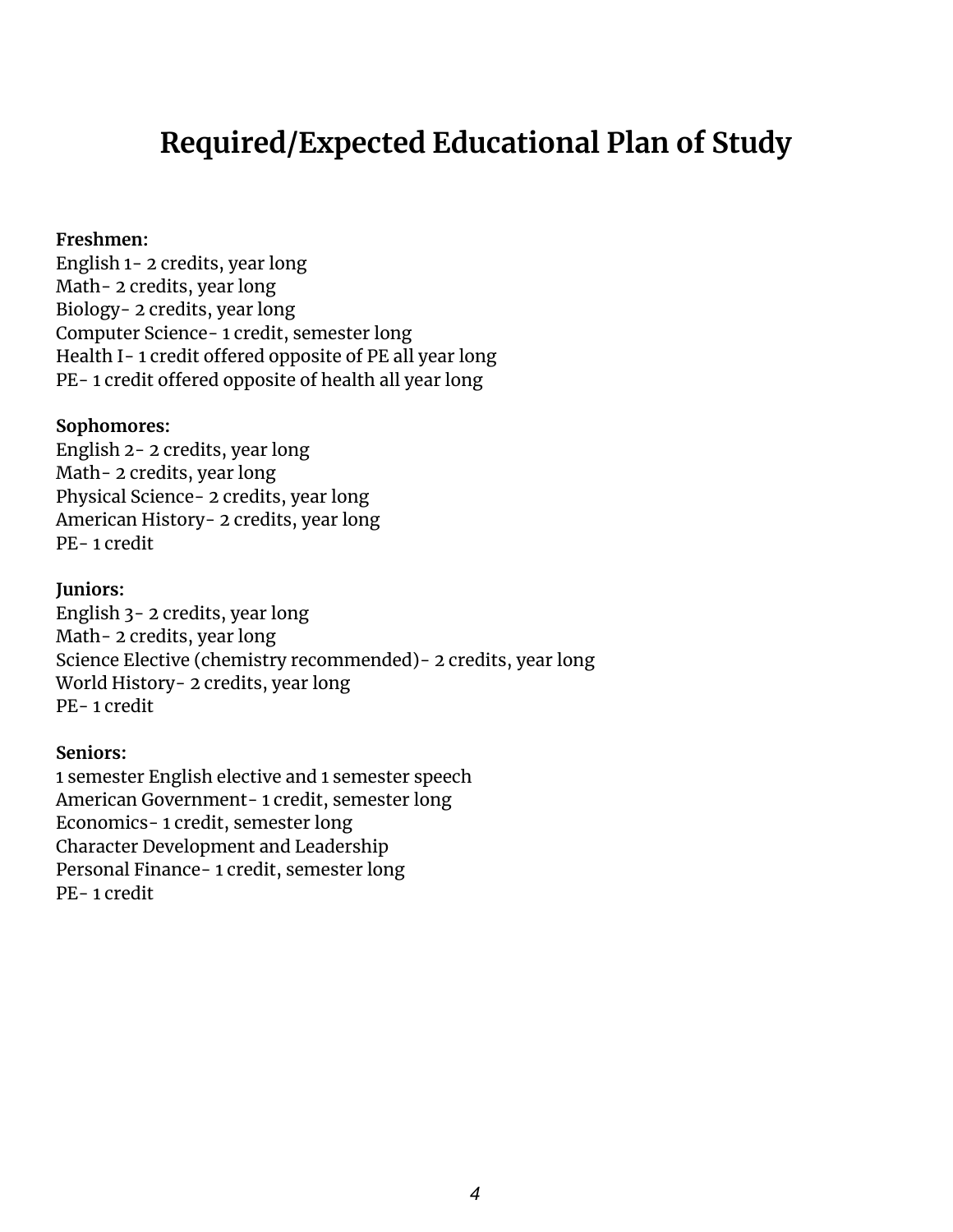# Required/Expected Educational Plan of Study

**Freshmen:**
English 1- 2 credits, year long
Math- 2 credits, year long
Biology- 2 credits, year long
Computer Science- 1 credit, semester long
Health I- 1 credit offered opposite of PE all year long
PE- 1 credit offered opposite of health all year long

**Sophomores:**
English 2- 2 credits, year long
Math- 2 credits, year long
Physical Science- 2 credits, year long
American History- 2 credits, year long
PE- 1 credit

**Juniors:**
English 3- 2 credits, year long
Math- 2 credits, year long
Science Elective (chemistry recommended)- 2 credits, year long
World History- 2 credits, year long
PE- 1 credit

**Seniors:**
1 semester English elective and 1 semester speech
American Government- 1 credit, semester long
Economics- 1 credit, semester long
Character Development and Leadership
Personal Finance- 1 credit, semester long
PE- 1 credit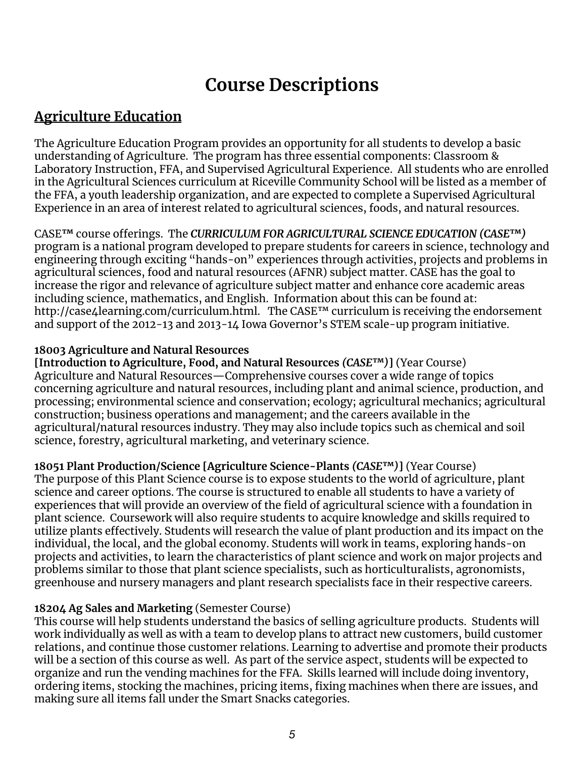# Course Descriptions

## Agriculture Education

The Agriculture Education Program provides an opportunity for all students to develop a basic understanding of Agriculture. The program has three essential components: Classroom & Laboratory Instruction, FFA, and Supervised Agricultural Experience. All students who are enrolled in the Agricultural Sciences curriculum at Riceville Community School will be listed as a member of the FFA, a youth leadership organization, and are expected to complete a Supervised Agricultural Experience in an area of interest related to agricultural sciences, foods, and natural resources.

CASE™ course offerings. The ***CURRICULUM FOR AGRICULTURAL SCIENCE EDUCATION (CASE™)*** program is a national program developed to prepare students for careers in science, technology and engineering through exciting "hands-on" experiences through activities, projects and problems in agricultural sciences, food and natural resources (AFNR) subject matter. CASE has the goal to increase the rigor and relevance of agriculture subject matter and enhance core academic areas including science, mathematics, and English. Information about this can be found at: http://case4learning.com/curriculum.html. The CASE™ curriculum is receiving the endorsement and support of the 2012-13 and 2013-14 Iowa Governor's STEM scale-up program initiative.

**18003 Agriculture and Natural Resources**
**[Introduction to Agriculture, Food, and Natural Resources *(CASE™)*]** (Year Course)
Agriculture and Natural Resources—Comprehensive courses cover a wide range of topics concerning agriculture and natural resources, including plant and animal science, production, and processing; environmental science and conservation; ecology; agricultural mechanics; agricultural construction; business operations and management; and the careers available in the agricultural/natural resources industry. They may also include topics such as chemical and soil science, forestry, agricultural marketing, and veterinary science.

**18051 Plant Production/Science [Agriculture Science-Plants *(CASE™)*]** (Year Course)
The purpose of this Plant Science course is to expose students to the world of agriculture, plant science and career options. The course is structured to enable all students to have a variety of experiences that will provide an overview of the field of agricultural science with a foundation in plant science. Coursework will also require students to acquire knowledge and skills required to utilize plants effectively. Students will research the value of plant production and its impact on the individual, the local, and the global economy. Students will work in teams, exploring hands-on projects and activities, to learn the characteristics of plant science and work on major projects and problems similar to those that plant science specialists, such as horticulturalists, agronomists, greenhouse and nursery managers and plant research specialists face in their respective careers.

**18204 Ag Sales and Marketing** (Semester Course)
This course will help students understand the basics of selling agriculture products. Students will work individually as well as with a team to develop plans to attract new customers, build customer relations, and continue those customer relations. Learning to advertise and promote their products will be a section of this course as well. As part of the service aspect, students will be expected to organize and run the vending machines for the FFA. Skills learned will include doing inventory, ordering items, stocking the machines, pricing items, fixing machines when there are issues, and making sure all items fall under the Smart Snacks categories.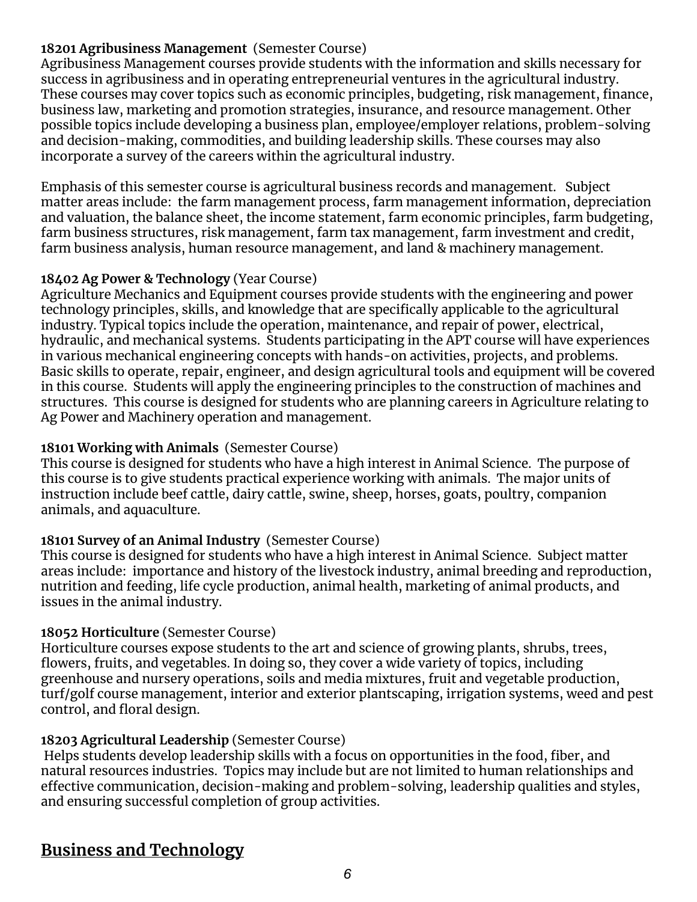**18201 Agribusiness Management** (Semester Course)
Agribusiness Management courses provide students with the information and skills necessary for success in agribusiness and in operating entrepreneurial ventures in the agricultural industry. These courses may cover topics such as economic principles, budgeting, risk management, finance, business law, marketing and promotion strategies, insurance, and resource management. Other possible topics include developing a business plan, employee/employer relations, problem-solving and decision-making, commodities, and building leadership skills. These courses may also incorporate a survey of the careers within the agricultural industry.

Emphasis of this semester course is agricultural business records and management. Subject matter areas include: the farm management process, farm management information, depreciation and valuation, the balance sheet, the income statement, farm economic principles, farm budgeting, farm business structures, risk management, farm tax management, farm investment and credit, farm business analysis, human resource management, and land & machinery management.

**18402 Ag Power & Technology** (Year Course)
Agriculture Mechanics and Equipment courses provide students with the engineering and power technology principles, skills, and knowledge that are specifically applicable to the agricultural industry. Typical topics include the operation, maintenance, and repair of power, electrical, hydraulic, and mechanical systems. Students participating in the APT course will have experiences in various mechanical engineering concepts with hands-on activities, projects, and problems. Basic skills to operate, repair, engineer, and design agricultural tools and equipment will be covered in this course. Students will apply the engineering principles to the construction of machines and structures. This course is designed for students who are planning careers in Agriculture relating to Ag Power and Machinery operation and management.

**18101 Working with Animals** (Semester Course)
This course is designed for students who have a high interest in Animal Science. The purpose of this course is to give students practical experience working with animals. The major units of instruction include beef cattle, dairy cattle, swine, sheep, horses, goats, poultry, companion animals, and aquaculture.

**18101 Survey of an Animal Industry** (Semester Course)
This course is designed for students who have a high interest in Animal Science. Subject matter areas include: importance and history of the livestock industry, animal breeding and reproduction, nutrition and feeding, life cycle production, animal health, marketing of animal products, and issues in the animal industry.

**18052 Horticulture** (Semester Course)
Horticulture courses expose students to the art and science of growing plants, shrubs, trees, flowers, fruits, and vegetables. In doing so, they cover a wide variety of topics, including greenhouse and nursery operations, soils and media mixtures, fruit and vegetable production, turf/golf course management, interior and exterior plantscaping, irrigation systems, weed and pest control, and floral design.

**18203 Agricultural Leadership** (Semester Course)
Helps students develop leadership skills with a focus on opportunities in the food, fiber, and natural resources industries. Topics may include but are not limited to human relationships and effective communication, decision-making and problem-solving, leadership qualities and styles, and ensuring successful completion of group activities.

## Business and Technology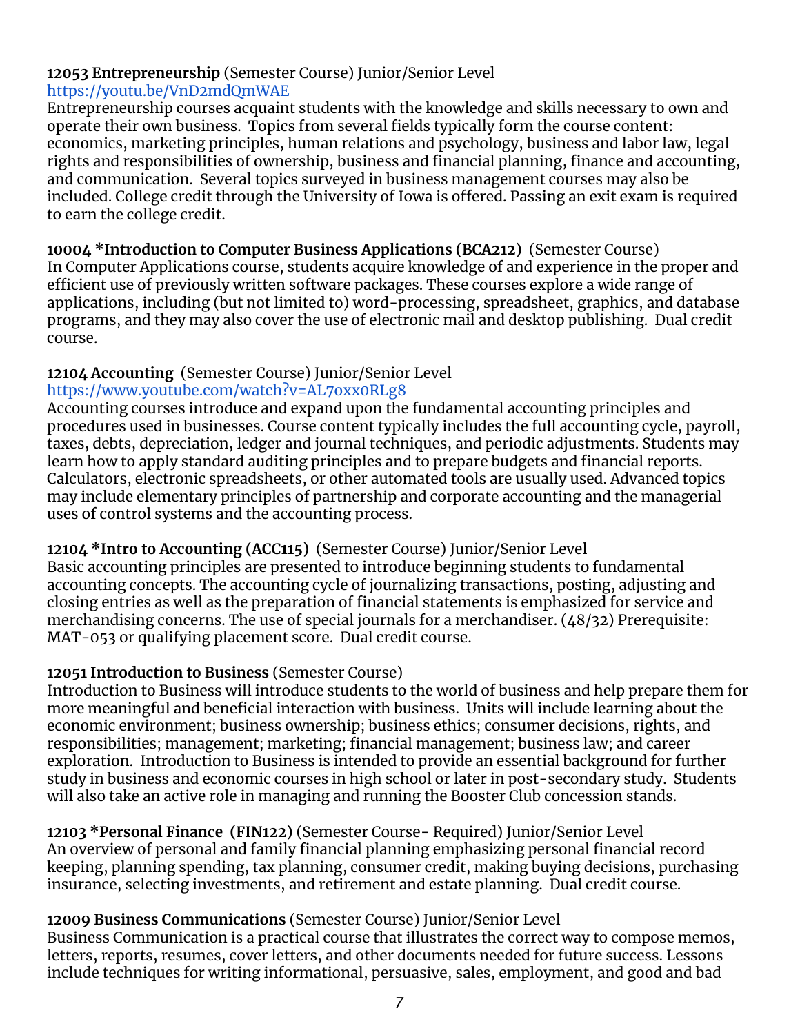**12053 Entrepreneurship** (Semester Course) Junior/Senior Level
https://youtu.be/VnD2mdQmWAE
Entrepreneurship courses acquaint students with the knowledge and skills necessary to own and operate their own business. Topics from several fields typically form the course content: economics, marketing principles, human relations and psychology, business and labor law, legal rights and responsibilities of ownership, business and financial planning, finance and accounting, and communication. Several topics surveyed in business management courses may also be included. College credit through the University of Iowa is offered. Passing an exit exam is required to earn the college credit.

**10004 *Introduction to Computer Business Applications (BCA212)** (Semester Course)
In Computer Applications course, students acquire knowledge of and experience in the proper and efficient use of previously written software packages. These courses explore a wide range of applications, including (but not limited to) word-processing, spreadsheet, graphics, and database programs, and they may also cover the use of electronic mail and desktop publishing. Dual credit course.

**12104 Accounting** (Semester Course) Junior/Senior Level
https://www.youtube.com/watch?v=AL7oxx0RLg8
Accounting courses introduce and expand upon the fundamental accounting principles and procedures used in businesses. Course content typically includes the full accounting cycle, payroll, taxes, debts, depreciation, ledger and journal techniques, and periodic adjustments. Students may learn how to apply standard auditing principles and to prepare budgets and financial reports. Calculators, electronic spreadsheets, or other automated tools are usually used. Advanced topics may include elementary principles of partnership and corporate accounting and the managerial uses of control systems and the accounting process.

**12104 *Intro to Accounting (ACC115)** (Semester Course) Junior/Senior Level
Basic accounting principles are presented to introduce beginning students to fundamental accounting concepts. The accounting cycle of journalizing transactions, posting, adjusting and closing entries as well as the preparation of financial statements is emphasized for service and merchandising concerns. The use of special journals for a merchandiser. (48/32) Prerequisite: MAT-053 or qualifying placement score. Dual credit course.

**12051 Introduction to Business** (Semester Course)
Introduction to Business will introduce students to the world of business and help prepare them for more meaningful and beneficial interaction with business. Units will include learning about the economic environment; business ownership; business ethics; consumer decisions, rights, and responsibilities; management; marketing; financial management; business law; and career exploration. Introduction to Business is intended to provide an essential background for further study in business and economic courses in high school or later in post-secondary study. Students will also take an active role in managing and running the Booster Club concession stands.

**12103 *Personal Finance (FIN122)** (Semester Course- Required) Junior/Senior Level
An overview of personal and family financial planning emphasizing personal financial record keeping, planning spending, tax planning, consumer credit, making buying decisions, purchasing insurance, selecting investments, and retirement and estate planning. Dual credit course.

**12009 Business Communications** (Semester Course) Junior/Senior Level
Business Communication is a practical course that illustrates the correct way to compose memos, letters, reports, resumes, cover letters, and other documents needed for future success. Lessons include techniques for writing informational, persuasive, sales, employment, and good and bad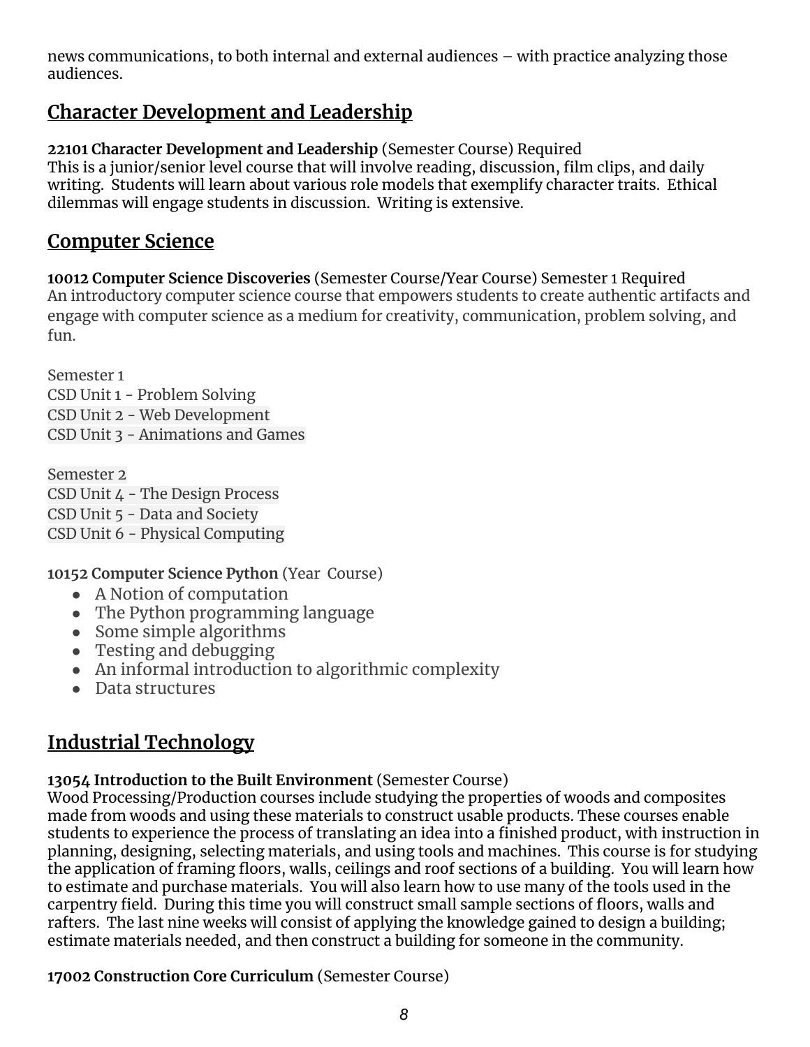news communications, to both internal and external audiences – with practice analyzing those audiences.

## Character Development and Leadership

**22101 Character Development and Leadership** (Semester Course) Required
This is a junior/senior level course that will involve reading, discussion, film clips, and daily writing. Students will learn about various role models that exemplify character traits. Ethical dilemmas will engage students in discussion. Writing is extensive.

## Computer Science

**10012 Computer Science Discoveries** (Semester Course/Year Course) Semester 1 Required
An introductory computer science course that empowers students to create authentic artifacts and engage with computer science as a medium for creativity, communication, problem solving, and fun.

Semester 1
CSD Unit 1 - Problem Solving
CSD Unit 2 - Web Development
CSD Unit 3 - Animations and Games

Semester 2
CSD Unit 4 - The Design Process
CSD Unit 5 - Data and Society
CSD Unit 6 - Physical Computing

**10152 Computer Science Python** (Year Course)

- A Notion of computation
- The Python programming language
- Some simple algorithms
- Testing and debugging
- An informal introduction to algorithmic complexity
- Data structures

## Industrial Technology

**13054 Introduction to the Built Environment** (Semester Course)
Wood Processing/Production courses include studying the properties of woods and composites made from woods and using these materials to construct usable products. These courses enable students to experience the process of translating an idea into a finished product, with instruction in planning, designing, selecting materials, and using tools and machines. This course is for studying the application of framing floors, walls, ceilings and roof sections of a building. You will learn how to estimate and purchase materials. You will also learn how to use many of the tools used in the carpentry field. During this time you will construct small sample sections of floors, walls and rafters. The last nine weeks will consist of applying the knowledge gained to design a building; estimate materials needed, and then construct a building for someone in the community.

**17002 Construction Core Curriculum** (Semester Course)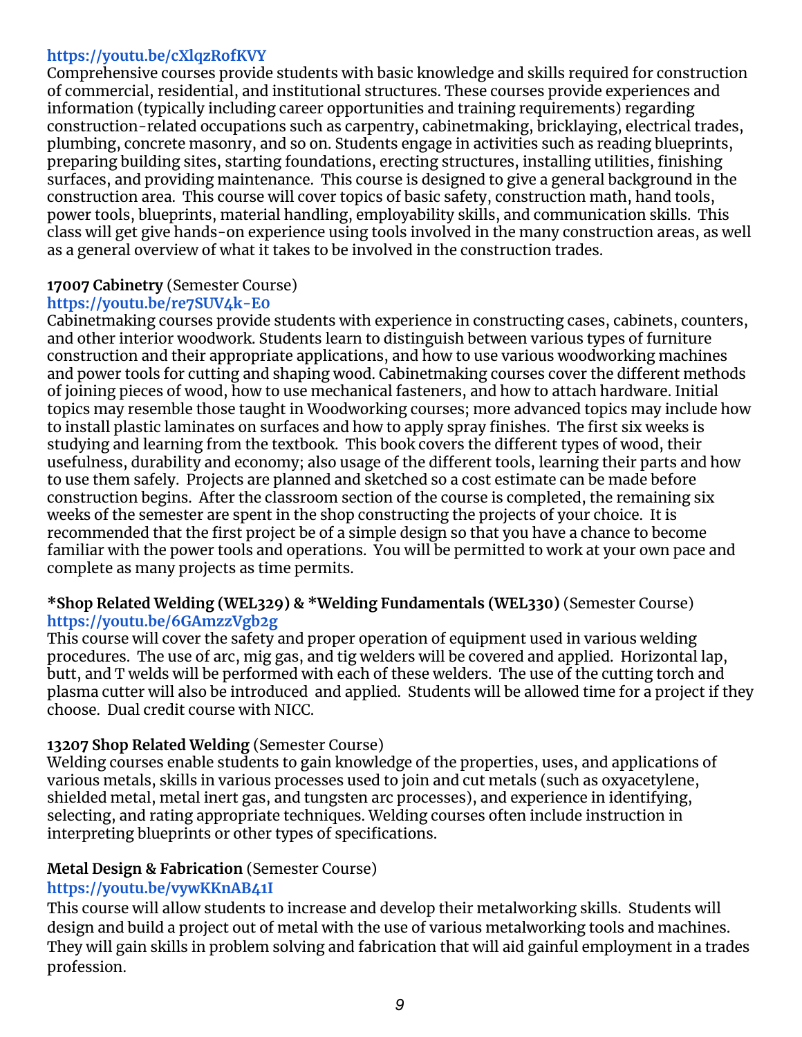https://youtu.be/cXlqzRofKVY
Comprehensive courses provide students with basic knowledge and skills required for construction of commercial, residential, and institutional structures. These courses provide experiences and information (typically including career opportunities and training requirements) regarding construction-related occupations such as carpentry, cabinetmaking, bricklaying, electrical trades, plumbing, concrete masonry, and so on. Students engage in activities such as reading blueprints, preparing building sites, starting foundations, erecting structures, installing utilities, finishing surfaces, and providing maintenance. This course is designed to give a general background in the construction area. This course will cover topics of basic safety, construction math, hand tools, power tools, blueprints, material handling, employability skills, and communication skills. This class will get give hands-on experience using tools involved in the many construction areas, as well as a general overview of what it takes to be involved in the construction trades.

**17007 Cabinetry** (Semester Course)
https://youtu.be/re7SUV4k-E0
Cabinetmaking courses provide students with experience in constructing cases, cabinets, counters, and other interior woodwork. Students learn to distinguish between various types of furniture construction and their appropriate applications, and how to use various woodworking machines and power tools for cutting and shaping wood. Cabinetmaking courses cover the different methods of joining pieces of wood, how to use mechanical fasteners, and how to attach hardware. Initial topics may resemble those taught in Woodworking courses; more advanced topics may include how to install plastic laminates on surfaces and how to apply spray finishes. The first six weeks is studying and learning from the textbook. This book covers the different types of wood, their usefulness, durability and economy; also usage of the different tools, learning their parts and how to use them safely. Projects are planned and sketched so a cost estimate can be made before construction begins. After the classroom section of the course is completed, the remaining six weeks of the semester are spent in the shop constructing the projects of your choice. It is recommended that the first project be of a simple design so that you have a chance to become familiar with the power tools and operations. You will be permitted to work at your own pace and complete as many projects as time permits.

***Shop Related Welding (WEL329) & *Welding Fundamentals (WEL330)** (Semester Course)
https://youtu.be/6GAmzzVgb2g
This course will cover the safety and proper operation of equipment used in various welding procedures. The use of arc, mig gas, and tig welders will be covered and applied. Horizontal lap, butt, and T welds will be performed with each of these welders. The use of the cutting torch and plasma cutter will also be introduced and applied. Students will be allowed time for a project if they choose. Dual credit course with NICC.

**13207 Shop Related Welding** (Semester Course)
Welding courses enable students to gain knowledge of the properties, uses, and applications of various metals, skills in various processes used to join and cut metals (such as oxyacetylene, shielded metal, metal inert gas, and tungsten arc processes), and experience in identifying, selecting, and rating appropriate techniques. Welding courses often include instruction in interpreting blueprints or other types of specifications.

**Metal Design & Fabrication** (Semester Course)
https://youtu.be/vywKKnAB41I
This course will allow students to increase and develop their metalworking skills. Students will design and build a project out of metal with the use of various metalworking tools and machines. They will gain skills in problem solving and fabrication that will aid gainful employment in a trades profession.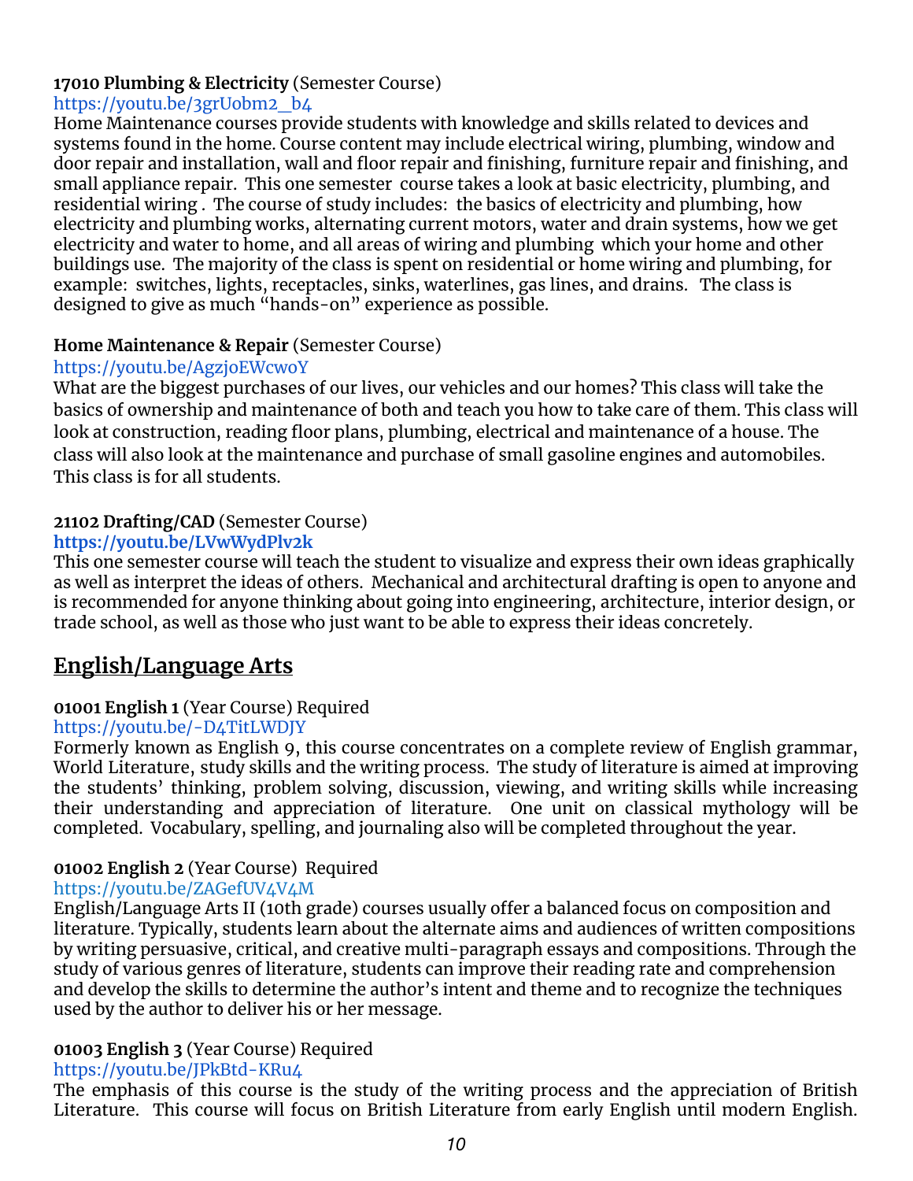**17010 Plumbing & Electricity** (Semester Course)
https://youtu.be/3grUobm2_b4
Home Maintenance courses provide students with knowledge and skills related to devices and systems found in the home. Course content may include electrical wiring, plumbing, window and door repair and installation, wall and floor repair and finishing, furniture repair and finishing, and small appliance repair. This one semester course takes a look at basic electricity, plumbing, and residential wiring . The course of study includes: the basics of electricity and plumbing, how electricity and plumbing works, alternating current motors, water and drain systems, how we get electricity and water to home, and all areas of wiring and plumbing which your home and other buildings use. The majority of the class is spent on residential or home wiring and plumbing, for example: switches, lights, receptacles, sinks, waterlines, gas lines, and drains. The class is designed to give as much "hands-on" experience as possible.

**Home Maintenance & Repair** (Semester Course)
https://youtu.be/AgzjoEWcwoY
What are the biggest purchases of our lives, our vehicles and our homes? This class will take the basics of ownership and maintenance of both and teach you how to take care of them. This class will look at construction, reading floor plans, plumbing, electrical and maintenance of a house. The class will also look at the maintenance and purchase of small gasoline engines and automobiles. This class is for all students.

**21102 Drafting/CAD** (Semester Course)
**https://youtu.be/LVwWydPlv2k**
This one semester course will teach the student to visualize and express their own ideas graphically as well as interpret the ideas of others. Mechanical and architectural drafting is open to anyone and is recommended for anyone thinking about going into engineering, architecture, interior design, or trade school, as well as those who just want to be able to express their ideas concretely.

## English/Language Arts

**01001 English 1** (Year Course) Required
https://youtu.be/-D4TitLWDJY
Formerly known as English 9, this course concentrates on a complete review of English grammar, World Literature, study skills and the writing process. The study of literature is aimed at improving the students' thinking, problem solving, discussion, viewing, and writing skills while increasing their understanding and appreciation of literature. One unit on classical mythology will be completed. Vocabulary, spelling, and journaling also will be completed throughout the year.

**01002 English 2** (Year Course) Required
https://youtu.be/ZAGefUV4V4M
English/Language Arts II (10th grade) courses usually offer a balanced focus on composition and literature. Typically, students learn about the alternate aims and audiences of written compositions by writing persuasive, critical, and creative multi-paragraph essays and compositions. Through the study of various genres of literature, students can improve their reading rate and comprehension and develop the skills to determine the author's intent and theme and to recognize the techniques used by the author to deliver his or her message.

**01003 English 3** (Year Course) Required
https://youtu.be/JPkBtd-KRu4
The emphasis of this course is the study of the writing process and the appreciation of British Literature. This course will focus on British Literature from early English until modern English.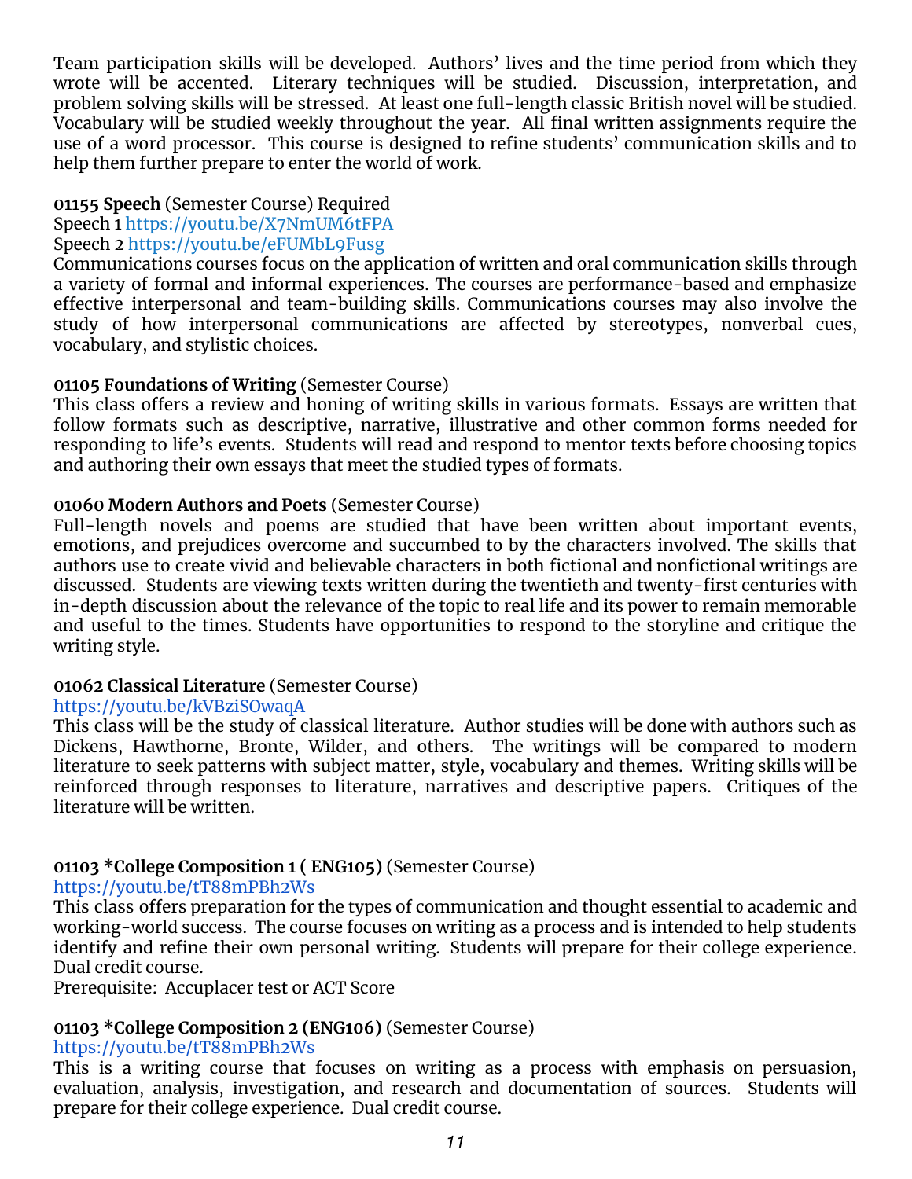Team participation skills will be developed. Authors' lives and the time period from which they wrote will be accented. Literary techniques will be studied. Discussion, interpretation, and problem solving skills will be stressed. At least one full-length classic British novel will be studied. Vocabulary will be studied weekly throughout the year. All final written assignments require the use of a word processor. This course is designed to refine students' communication skills and to help them further prepare to enter the world of work.

**01155 Speech** (Semester Course) Required
Speech 1 https://youtu.be/X7NmUM6tFPA
Speech 2 https://youtu.be/eFUMbL9Fusg
Communications courses focus on the application of written and oral communication skills through a variety of formal and informal experiences. The courses are performance-based and emphasize effective interpersonal and team-building skills. Communications courses may also involve the study of how interpersonal communications are affected by stereotypes, nonverbal cues, vocabulary, and stylistic choices.

**01105 Foundations of Writing** (Semester Course)
This class offers a review and honing of writing skills in various formats. Essays are written that follow formats such as descriptive, narrative, illustrative and other common forms needed for responding to life's events. Students will read and respond to mentor texts before choosing topics and authoring their own essays that meet the studied types of formats.

**01060 Modern Authors and Poets** (Semester Course)
Full-length novels and poems are studied that have been written about important events, emotions, and prejudices overcome and succumbed to by the characters involved. The skills that authors use to create vivid and believable characters in both fictional and nonfictional writings are discussed. Students are viewing texts written during the twentieth and twenty-first centuries with in-depth discussion about the relevance of the topic to real life and its power to remain memorable and useful to the times. Students have opportunities to respond to the storyline and critique the writing style.

**01062 Classical Literature** (Semester Course)
https://youtu.be/kVBziSOwaqA
This class will be the study of classical literature. Author studies will be done with authors such as Dickens, Hawthorne, Bronte, Wilder, and others. The writings will be compared to modern literature to seek patterns with subject matter, style, vocabulary and themes. Writing skills will be reinforced through responses to literature, narratives and descriptive papers. Critiques of the literature will be written.

**01103 *College Composition 1 ( ENG105)** (Semester Course)
https://youtu.be/tT88mPBh2Ws
This class offers preparation for the types of communication and thought essential to academic and working-world success. The course focuses on writing as a process and is intended to help students identify and refine their own personal writing. Students will prepare for their college experience. Dual credit course.
Prerequisite: Accuplacer test or ACT Score

**01103 *College Composition 2 (ENG106)** (Semester Course)
https://youtu.be/tT88mPBh2Ws
This is a writing course that focuses on writing as a process with emphasis on persuasion, evaluation, analysis, investigation, and research and documentation of sources. Students will prepare for their college experience. Dual credit course.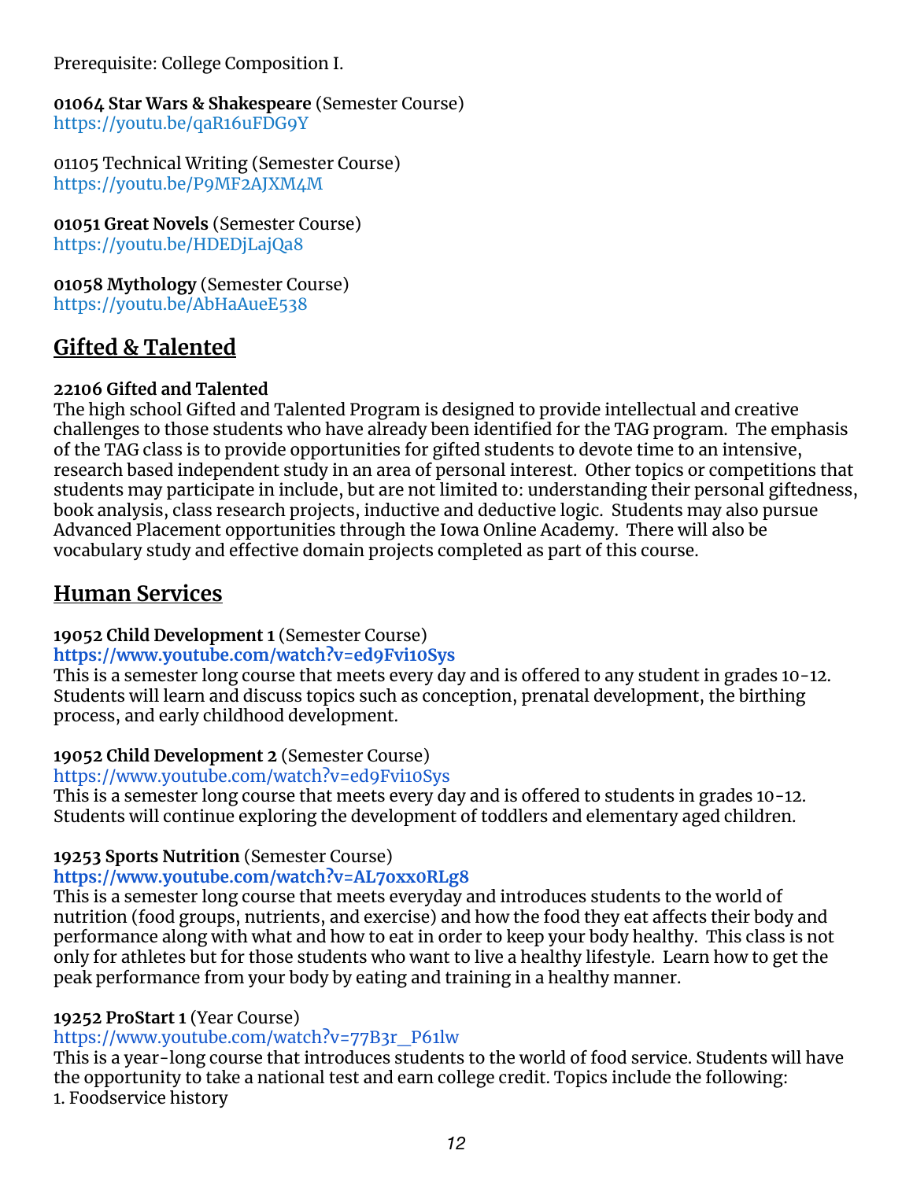Prerequisite: College Composition I.

**01064 Star Wars & Shakespeare** (Semester Course)
https://youtu.be/qaR16uFDG9Y

01105 Technical Writing (Semester Course)
https://youtu.be/P9MF2AJXM4M

**01051 Great Novels** (Semester Course)
https://youtu.be/HDEDjLajQa8

**01058 Mythology** (Semester Course)
https://youtu.be/AbHaAueE538

## Gifted & Talented

**22106 Gifted and Talented**
The high school Gifted and Talented Program is designed to provide intellectual and creative challenges to those students who have already been identified for the TAG program. The emphasis of the TAG class is to provide opportunities for gifted students to devote time to an intensive, research based independent study in an area of personal interest. Other topics or competitions that students may participate in include, but are not limited to: understanding their personal giftedness, book analysis, class research projects, inductive and deductive logic. Students may also pursue Advanced Placement opportunities through the Iowa Online Academy. There will also be vocabulary study and effective domain projects completed as part of this course.

## Human Services

**19052 Child Development 1** (Semester Course)
**https://www.youtube.com/watch?v=ed9Fvi10Sys**
This is a semester long course that meets every day and is offered to any student in grades 10-12. Students will learn and discuss topics such as conception, prenatal development, the birthing process, and early childhood development.

**19052 Child Development 2** (Semester Course)
https://www.youtube.com/watch?v=ed9Fvi10Sys
This is a semester long course that meets every day and is offered to students in grades 10-12. Students will continue exploring the development of toddlers and elementary aged children.

**19253 Sports Nutrition** (Semester Course)
**https://www.youtube.com/watch?v=AL70xx0RLg8**
This is a semester long course that meets everyday and introduces students to the world of nutrition (food groups, nutrients, and exercise) and how the food they eat affects their body and performance along with what and how to eat in order to keep your body healthy. This class is not only for athletes but for those students who want to live a healthy lifestyle. Learn how to get the peak performance from your body by eating and training in a healthy manner.

**19252 ProStart 1** (Year Course)
https://www.youtube.com/watch?v=77B3r_P61lw
This is a year-long course that introduces students to the world of food service. Students will have the opportunity to take a national test and earn college credit. Topics include the following:
1. Foodservice history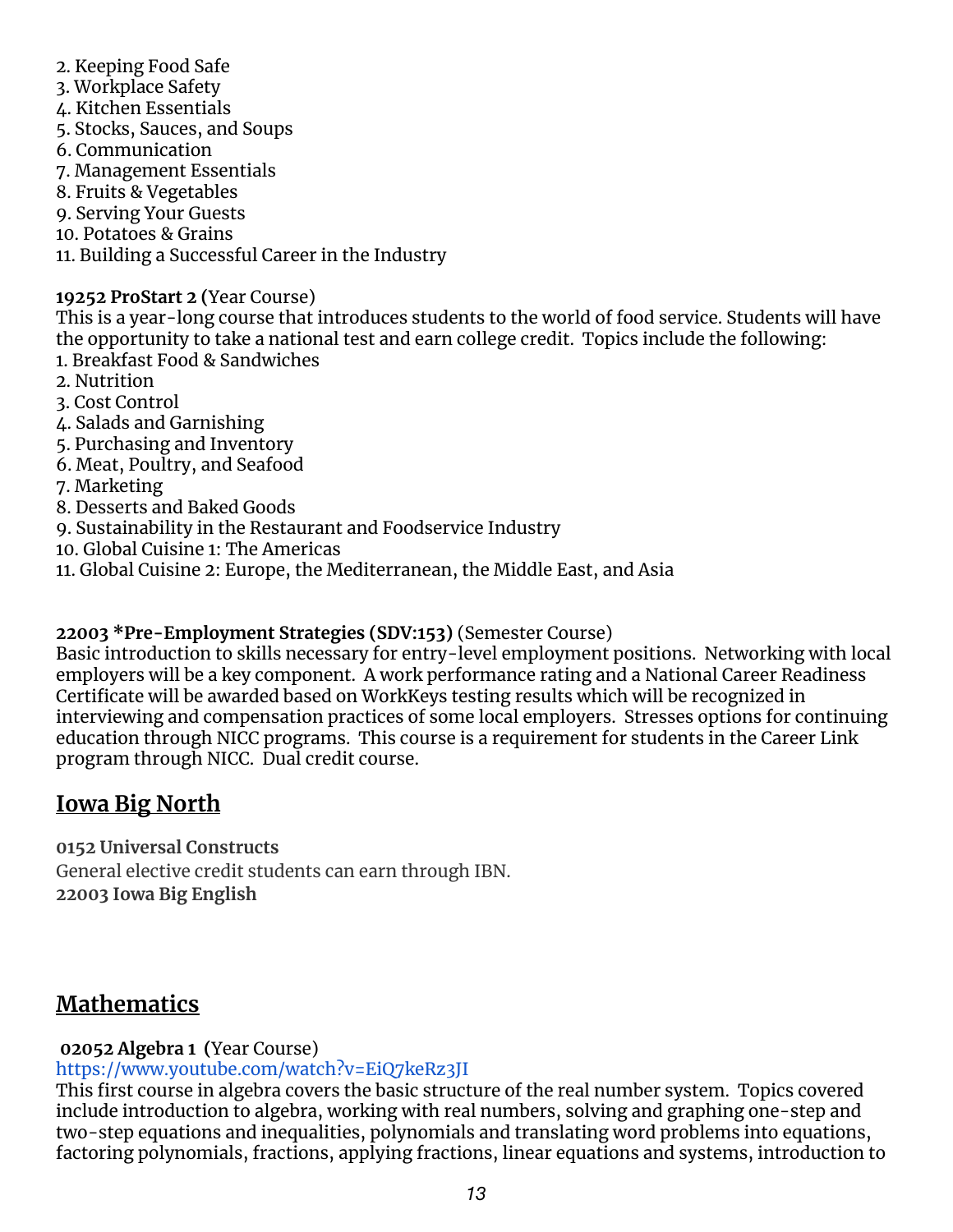2. Keeping Food Safe
3. Workplace Safety
4. Kitchen Essentials
5. Stocks, Sauces, and Soups
6. Communication
7. Management Essentials
8. Fruits & Vegetables
9. Serving Your Guests
10. Potatoes & Grains
11. Building a Successful Career in the Industry

**19252 ProStart 2 (**Year Course)
This is a year-long course that introduces students to the world of food service. Students will have the opportunity to take a national test and earn college credit. Topics include the following:
1. Breakfast Food & Sandwiches
2. Nutrition
3. Cost Control
4. Salads and Garnishing
5. Purchasing and Inventory
6. Meat, Poultry, and Seafood
7. Marketing
8. Desserts and Baked Goods
9. Sustainability in the Restaurant and Foodservice Industry
10. Global Cuisine 1: The Americas
11. Global Cuisine 2: Europe, the Mediterranean, the Middle East, and Asia

**22003 *Pre-Employment Strategies (SDV:153)** (Semester Course)
Basic introduction to skills necessary for entry-level employment positions. Networking with local employers will be a key component. A work performance rating and a National Career Readiness Certificate will be awarded based on WorkKeys testing results which will be recognized in interviewing and compensation practices of some local employers. Stresses options for continuing education through NICC programs. This course is a requirement for students in the Career Link program through NICC. Dual credit course.

## Iowa Big North

**0152 Universal Constructs**
General elective credit students can earn through IBN.
**22003 Iowa Big English**

## Mathematics

**02052 Algebra 1 (**Year Course)
https://www.youtube.com/watch?v=EiQ7keRz3JI
This first course in algebra covers the basic structure of the real number system. Topics covered include introduction to algebra, working with real numbers, solving and graphing one-step and two-step equations and inequalities, polynomials and translating word problems into equations, factoring polynomials, fractions, applying fractions, linear equations and systems, introduction to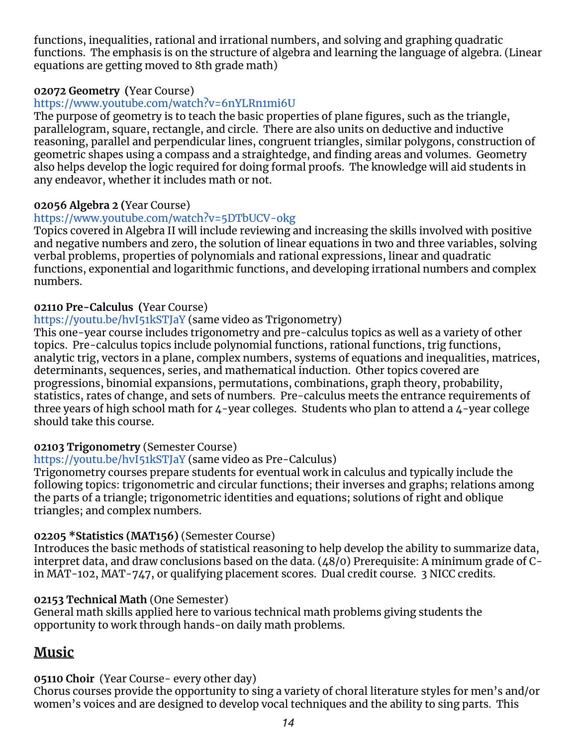functions, inequalities, rational and irrational numbers, and solving and graphing quadratic functions. The emphasis is on the structure of algebra and learning the language of algebra. (Linear equations are getting moved to 8th grade math)

**02072 Geometry (**Year Course)
https://www.youtube.com/watch?v=6nYLRn1mi6U
The purpose of geometry is to teach the basic properties of plane figures, such as the triangle, parallelogram, square, rectangle, and circle. There are also units on deductive and inductive reasoning, parallel and perpendicular lines, congruent triangles, similar polygons, construction of geometric shapes using a compass and a straightedge, and finding areas and volumes. Geometry also helps develop the logic required for doing formal proofs. The knowledge will aid students in any endeavor, whether it includes math or not.

**02056 Algebra 2 (**Year Course)
https://www.youtube.com/watch?v=5DTbUCV-okg
Topics covered in Algebra II will include reviewing and increasing the skills involved with positive and negative numbers and zero, the solution of linear equations in two and three variables, solving verbal problems, properties of polynomials and rational expressions, linear and quadratic functions, exponential and logarithmic functions, and developing irrational numbers and complex numbers.

**02110 Pre-Calculus (**Year Course)
https://youtu.be/hvI51kSTJaY (same video as Trigonometry)
This one-year course includes trigonometry and pre-calculus topics as well as a variety of other topics. Pre-calculus topics include polynomial functions, rational functions, trig functions, analytic trig, vectors in a plane, complex numbers, systems of equations and inequalities, matrices, determinants, sequences, series, and mathematical induction. Other topics covered are progressions, binomial expansions, permutations, combinations, graph theory, probability, statistics, rates of change, and sets of numbers. Pre-calculus meets the entrance requirements of three years of high school math for 4-year colleges. Students who plan to attend a 4-year college should take this course.

**02103 Trigonometry** (Semester Course)
https://youtu.be/hvI51kSTJaY (same video as Pre-Calculus)
Trigonometry courses prepare students for eventual work in calculus and typically include the following topics: trigonometric and circular functions; their inverses and graphs; relations among the parts of a triangle; trigonometric identities and equations; solutions of right and oblique triangles; and complex numbers.

**02205 *Statistics (MAT156)** (Semester Course)
Introduces the basic methods of statistical reasoning to help develop the ability to summarize data, interpret data, and draw conclusions based on the data. (48/0) Prerequisite: A minimum grade of C- in MAT-102, MAT-747, or qualifying placement scores. Dual credit course. 3 NICC credits.

**02153 Technical Math** (One Semester)
General math skills applied here to various technical math problems giving students the opportunity to work through hands-on daily math problems.

## Music

**05110 Choir** (Year Course- every other day)
Chorus courses provide the opportunity to sing a variety of choral literature styles for men's and/or women's voices and are designed to develop vocal techniques and the ability to sing parts. This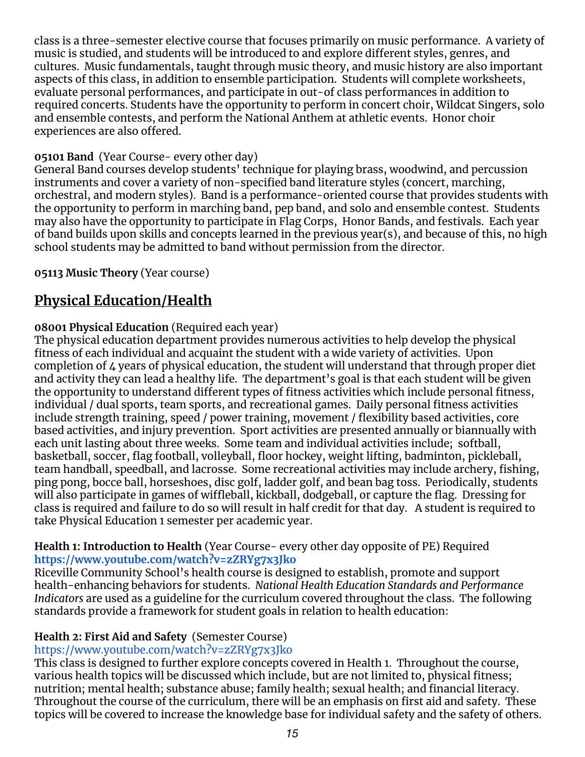class is a three-semester elective course that focuses primarily on music performance. A variety of music is studied, and students will be introduced to and explore different styles, genres, and cultures. Music fundamentals, taught through music theory, and music history are also important aspects of this class, in addition to ensemble participation. Students will complete worksheets, evaluate personal performances, and participate in out-of class performances in addition to required concerts. Students have the opportunity to perform in concert choir, Wildcat Singers, solo and ensemble contests, and perform the National Anthem at athletic events. Honor choir experiences are also offered.

**05101 Band** (Year Course- every other day)
General Band courses develop students' technique for playing brass, woodwind, and percussion instruments and cover a variety of non-specified band literature styles (concert, marching, orchestral, and modern styles). Band is a performance-oriented course that provides students with the opportunity to perform in marching band, pep band, and solo and ensemble contest. Students may also have the opportunity to participate in Flag Corps, Honor Bands, and festivals. Each year of band builds upon skills and concepts learned in the previous year(s), and because of this, no high school students may be admitted to band without permission from the director.

**05113 Music Theory** (Year course)

## Physical Education/Health

**08001 Physical Education** (Required each year)
The physical education department provides numerous activities to help develop the physical fitness of each individual and acquaint the student with a wide variety of activities. Upon completion of 4 years of physical education, the student will understand that through proper diet and activity they can lead a healthy life. The department's goal is that each student will be given the opportunity to understand different types of fitness activities which include personal fitness, individual / dual sports, team sports, and recreational games. Daily personal fitness activities include strength training, speed / power training, movement / flexibility based activities, core based activities, and injury prevention. Sport activities are presented annually or biannually with each unit lasting about three weeks. Some team and individual activities include; softball, basketball, soccer, flag football, volleyball, floor hockey, weight lifting, badminton, pickleball, team handball, speedball, and lacrosse. Some recreational activities may include archery, fishing, ping pong, bocce ball, horseshoes, disc golf, ladder golf, and bean bag toss. Periodically, students will also participate in games of wiffleball, kickball, dodgeball, or capture the flag. Dressing for class is required and failure to do so will result in half credit for that day. A student is required to take Physical Education 1 semester per academic year.

**Health 1: Introduction to Health** (Year Course- every other day opposite of PE) Required
**https://www.youtube.com/watch?v=zZRYg7x3Jko**
Riceville Community School's health course is designed to establish, promote and support health-enhancing behaviors for students. *National Health Education Standards and Performance Indicators* are used as a guideline for the curriculum covered throughout the class. The following standards provide a framework for student goals in relation to health education:

**Health 2: First Aid and Safety** (Semester Course)
https://www.youtube.com/watch?v=zZRYg7x3Jko
This class is designed to further explore concepts covered in Health 1. Throughout the course, various health topics will be discussed which include, but are not limited to, physical fitness; nutrition; mental health; substance abuse; family health; sexual health; and financial literacy. Throughout the course of the curriculum, there will be an emphasis on first aid and safety. These topics will be covered to increase the knowledge base for individual safety and the safety of others.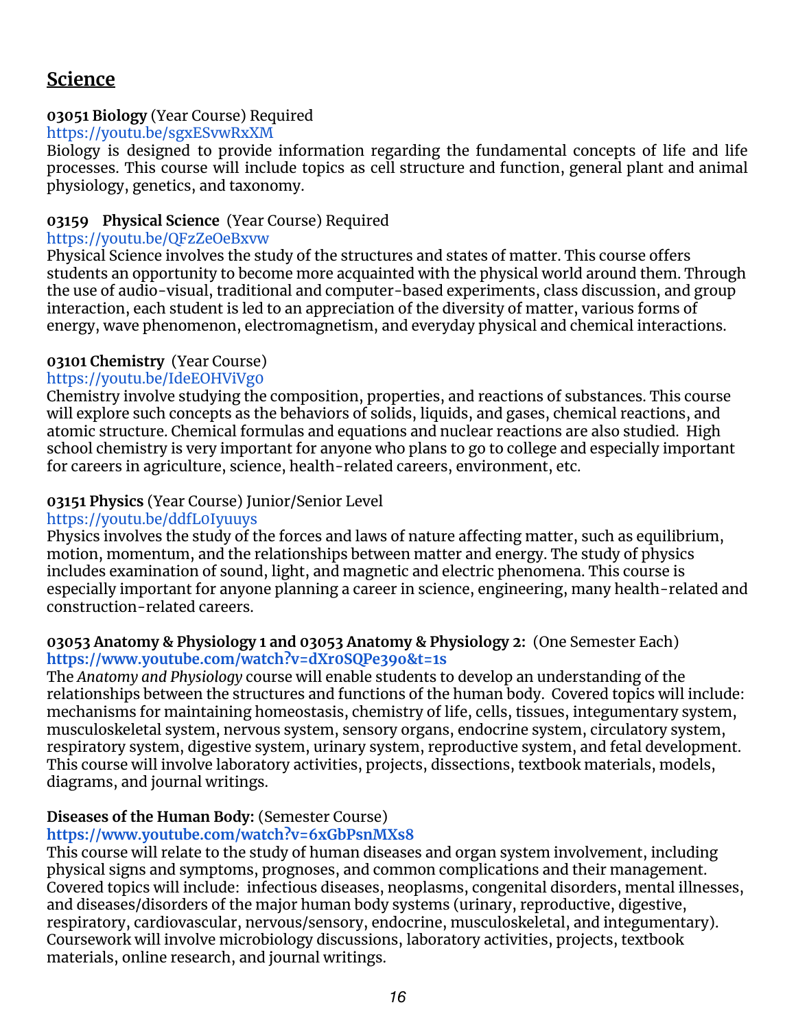## Science

**03051 Biology** (Year Course) Required
https://youtu.be/sgxESvwRxXM
Biology is designed to provide information regarding the fundamental concepts of life and life processes. This course will include topics as cell structure and function, general plant and animal physiology, genetics, and taxonomy.

**03159 Physical Science** (Year Course) Required
https://youtu.be/QFzZeOeBxvw
Physical Science involves the study of the structures and states of matter. This course offers students an opportunity to become more acquainted with the physical world around them. Through the use of audio-visual, traditional and computer-based experiments, class discussion, and group interaction, each student is led to an appreciation of the diversity of matter, various forms of energy, wave phenomenon, electromagnetism, and everyday physical and chemical interactions.

**03101 Chemistry** (Year Course)
https://youtu.be/IdeEOHViVg0
Chemistry involve studying the composition, properties, and reactions of substances. This course will explore such concepts as the behaviors of solids, liquids, and gases, chemical reactions, and atomic structure. Chemical formulas and equations and nuclear reactions are also studied. High school chemistry is very important for anyone who plans to go to college and especially important for careers in agriculture, science, health-related careers, environment, etc.

**03151 Physics** (Year Course) Junior/Senior Level
https://youtu.be/ddfL0Iyuuys
Physics involves the study of the forces and laws of nature affecting matter, such as equilibrium, motion, momentum, and the relationships between matter and energy. The study of physics includes examination of sound, light, and magnetic and electric phenomena. This course is especially important for anyone planning a career in science, engineering, many health-related and construction-related careers.

**03053 Anatomy & Physiology 1 and 03053 Anatomy & Physiology 2:** (One Semester Each)
**https://www.youtube.com/watch?v=dXr0SQPe390&t=1s**
The *Anatomy and Physiology* course will enable students to develop an understanding of the relationships between the structures and functions of the human body. Covered topics will include: mechanisms for maintaining homeostasis, chemistry of life, cells, tissues, integumentary system, musculoskeletal system, nervous system, sensory organs, endocrine system, circulatory system, respiratory system, digestive system, urinary system, reproductive system, and fetal development. This course will involve laboratory activities, projects, dissections, textbook materials, models, diagrams, and journal writings.

**Diseases of the Human Body:** (Semester Course)
**https://www.youtube.com/watch?v=6xGbPsnMXs8**
This course will relate to the study of human diseases and organ system involvement, including physical signs and symptoms, prognoses, and common complications and their management. Covered topics will include: infectious diseases, neoplasms, congenital disorders, mental illnesses, and diseases/disorders of the major human body systems (urinary, reproductive, digestive, respiratory, cardiovascular, nervous/sensory, endocrine, musculoskeletal, and integumentary). Coursework will involve microbiology discussions, laboratory activities, projects, textbook materials, online research, and journal writings.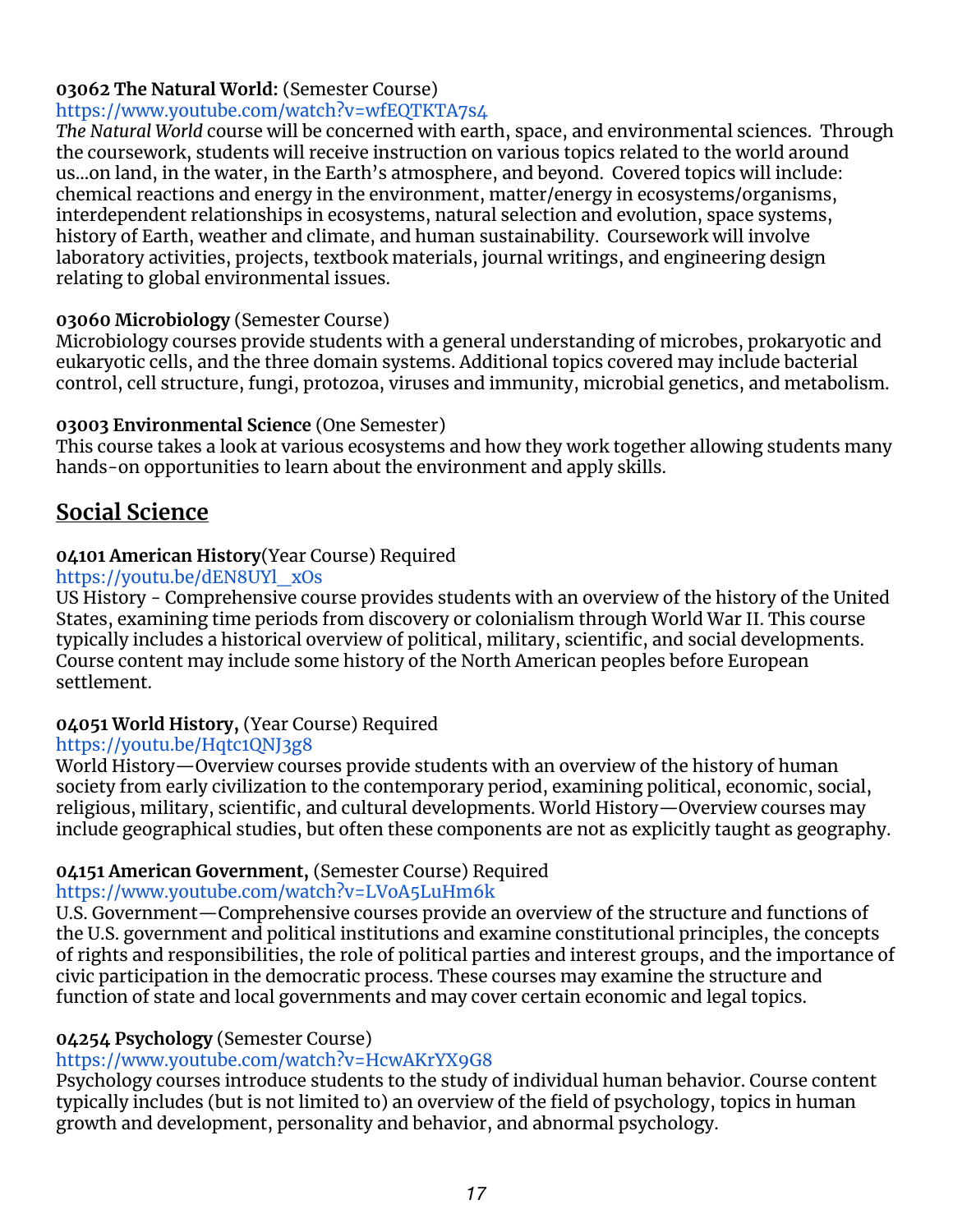**03062 The Natural World:** (Semester Course)
https://www.youtube.com/watch?v=wfEQTKTA7s4
*The Natural World* course will be concerned with earth, space, and environmental sciences. Through the coursework, students will receive instruction on various topics related to the world around us...on land, in the water, in the Earth's atmosphere, and beyond. Covered topics will include: chemical reactions and energy in the environment, matter/energy in ecosystems/organisms, interdependent relationships in ecosystems, natural selection and evolution, space systems, history of Earth, weather and climate, and human sustainability. Coursework will involve laboratory activities, projects, textbook materials, journal writings, and engineering design relating to global environmental issues.

**03060 Microbiology** (Semester Course)
Microbiology courses provide students with a general understanding of microbes, prokaryotic and eukaryotic cells, and the three domain systems. Additional topics covered may include bacterial control, cell structure, fungi, protozoa, viruses and immunity, microbial genetics, and metabolism.

**03003 Environmental Science** (One Semester)
This course takes a look at various ecosystems and how they work together allowing students many hands-on opportunities to learn about the environment and apply skills.

## Social Science

**04101 American History**(Year Course) Required
https://youtu.be/dEN8UYl_xOs
US History - Comprehensive course provides students with an overview of the history of the United States, examining time periods from discovery or colonialism through World War II. This course typically includes a historical overview of political, military, scientific, and social developments. Course content may include some history of the North American peoples before European settlement.

**04051 World History,** (Year Course) Required
https://youtu.be/Hqtc1QNJ3g8
World History—Overview courses provide students with an overview of the history of human society from early civilization to the contemporary period, examining political, economic, social, religious, military, scientific, and cultural developments. World History—Overview courses may include geographical studies, but often these components are not as explicitly taught as geography.

**04151 American Government,** (Semester Course) Required
https://www.youtube.com/watch?v=LVoA5LuHm6k
U.S. Government—Comprehensive courses provide an overview of the structure and functions of the U.S. government and political institutions and examine constitutional principles, the concepts of rights and responsibilities, the role of political parties and interest groups, and the importance of civic participation in the democratic process. These courses may examine the structure and function of state and local governments and may cover certain economic and legal topics.

**04254 Psychology** (Semester Course)
https://www.youtube.com/watch?v=HcwAKrYX9G8
Psychology courses introduce students to the study of individual human behavior. Course content typically includes (but is not limited to) an overview of the field of psychology, topics in human growth and development, personality and behavior, and abnormal psychology.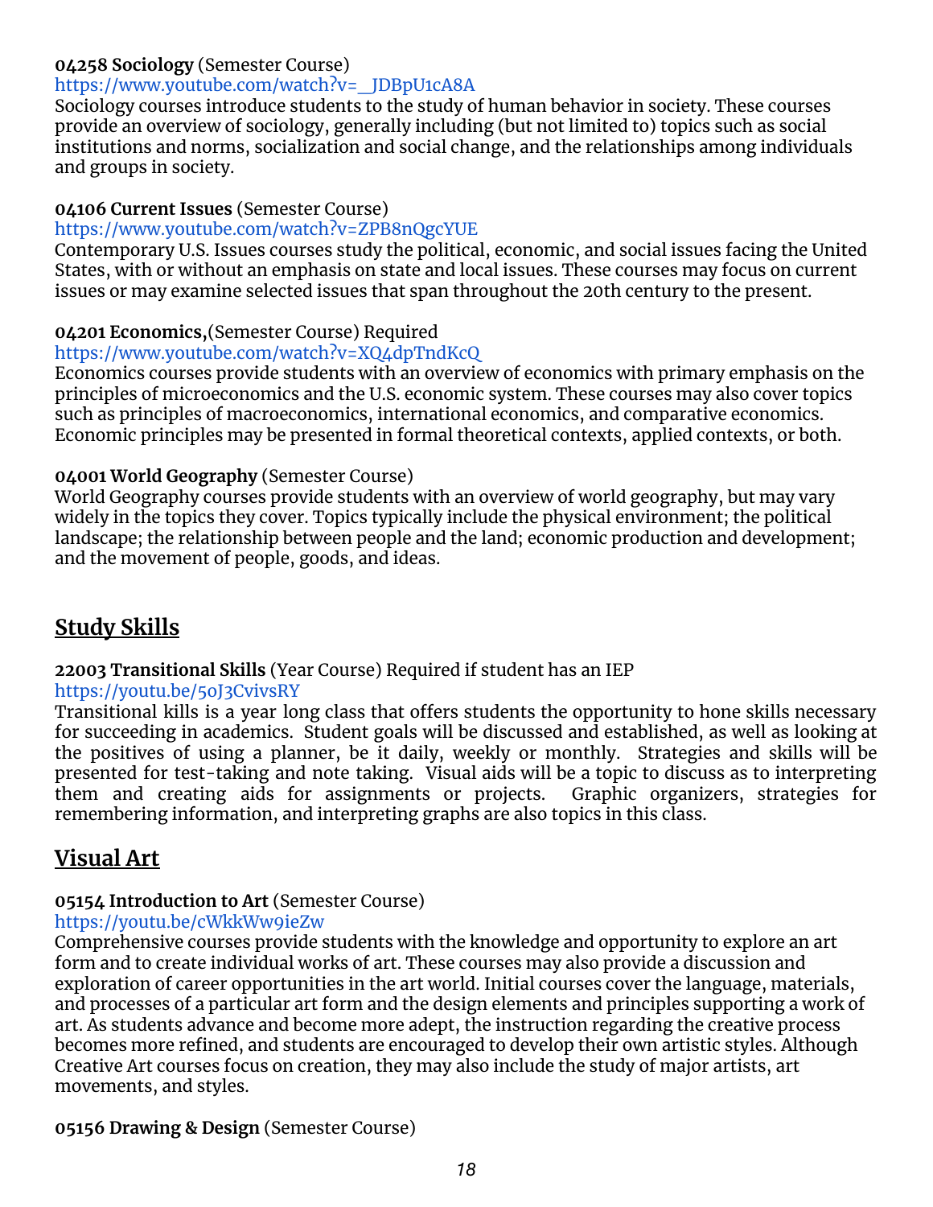**04258 Sociology** (Semester Course)
https://www.youtube.com/watch?v=__JDBpU1cA8A
Sociology courses introduce students to the study of human behavior in society. These courses provide an overview of sociology, generally including (but not limited to) topics such as social institutions and norms, socialization and social change, and the relationships among individuals and groups in society.

**04106 Current Issues** (Semester Course)
https://www.youtube.com/watch?v=ZPB8nQgcYUE
Contemporary U.S. Issues courses study the political, economic, and social issues facing the United States, with or without an emphasis on state and local issues. These courses may focus on current issues or may examine selected issues that span throughout the 20th century to the present.

**04201 Economics,**(Semester Course) Required
https://www.youtube.com/watch?v=XQ4dpTndKcQ
Economics courses provide students with an overview of economics with primary emphasis on the principles of microeconomics and the U.S. economic system. These courses may also cover topics such as principles of macroeconomics, international economics, and comparative economics. Economic principles may be presented in formal theoretical contexts, applied contexts, or both.

**04001 World Geography** (Semester Course)
World Geography courses provide students with an overview of world geography, but may vary widely in the topics they cover. Topics typically include the physical environment; the political landscape; the relationship between people and the land; economic production and development; and the movement of people, goods, and ideas.

## Study Skills

**22003 Transitional Skills** (Year Course) Required if student has an IEP
https://youtu.be/5oJ3CvivsRY
Transitional kills is a year long class that offers students the opportunity to hone skills necessary for succeeding in academics. Student goals will be discussed and established, as well as looking at the positives of using a planner, be it daily, weekly or monthly. Strategies and skills will be presented for test-taking and note taking. Visual aids will be a topic to discuss as to interpreting them and creating aids for assignments or projects. Graphic organizers, strategies for remembering information, and interpreting graphs are also topics in this class.

## Visual Art

**05154 Introduction to Art** (Semester Course)
https://youtu.be/cWkkWw9ieZw
Comprehensive courses provide students with the knowledge and opportunity to explore an art form and to create individual works of art. These courses may also provide a discussion and exploration of career opportunities in the art world. Initial courses cover the language, materials, and processes of a particular art form and the design elements and principles supporting a work of art. As students advance and become more adept, the instruction regarding the creative process becomes more refined, and students are encouraged to develop their own artistic styles. Although Creative Art courses focus on creation, they may also include the study of major artists, art movements, and styles.

**05156 Drawing & Design** (Semester Course)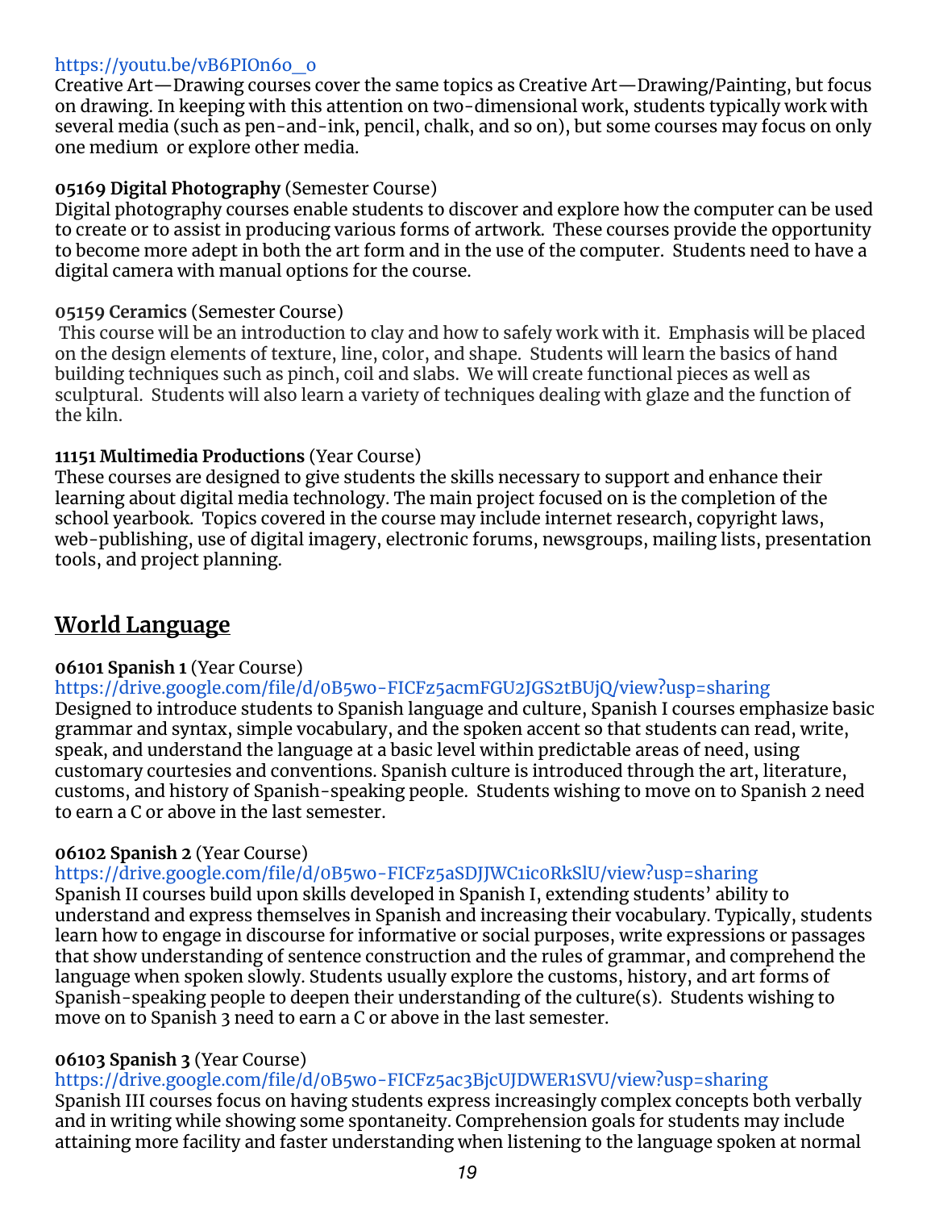https://youtu.be/vB6PIOn6o_o
Creative Art—Drawing courses cover the same topics as Creative Art—Drawing/Painting, but focus on drawing. In keeping with this attention on two-dimensional work, students typically work with several media (such as pen-and-ink, pencil, chalk, and so on), but some courses may focus on only one medium  or explore other media.

**05169 Digital Photography** (Semester Course)
Digital photography courses enable students to discover and explore how the computer can be used to create or to assist in producing various forms of artwork.  These courses provide the opportunity to become more adept in both the art form and in the use of the computer.  Students need to have a digital camera with manual options for the course.

**05159 Ceramics** (Semester Course)
This course will be an introduction to clay and how to safely work with it.  Emphasis will be placed on the design elements of texture, line, color, and shape.  Students will learn the basics of hand building techniques such as pinch, coil and slabs.  We will create functional pieces as well as sculptural.  Students will also learn a variety of techniques dealing with glaze and the function of the kiln.

**11151 Multimedia Productions** (Year Course)
These courses are designed to give students the skills necessary to support and enhance their learning about digital media technology. The main project focused on is the completion of the school yearbook.  Topics covered in the course may include internet research, copyright laws, web-publishing, use of digital imagery, electronic forums, newsgroups, mailing lists, presentation tools, and project planning.

## World Language

**06101 Spanish 1** (Year Course)
https://drive.google.com/file/d/0B5wo-FICFz5acmFGU2JGS2tBUjQ/view?usp=sharing
Designed to introduce students to Spanish language and culture, Spanish I courses emphasize basic grammar and syntax, simple vocabulary, and the spoken accent so that students can read, write, speak, and understand the language at a basic level within predictable areas of need, using customary courtesies and conventions. Spanish culture is introduced through the art, literature, customs, and history of Spanish-speaking people.  Students wishing to move on to Spanish 2 need to earn a C or above in the last semester.

**06102 Spanish 2** (Year Course)
https://drive.google.com/file/d/0B5wo-FICFz5aSDJJWC1ic0RkSlU/view?usp=sharing
Spanish II courses build upon skills developed in Spanish I, extending students' ability to understand and express themselves in Spanish and increasing their vocabulary. Typically, students learn how to engage in discourse for informative or social purposes, write expressions or passages that show understanding of sentence construction and the rules of grammar, and comprehend the language when spoken slowly. Students usually explore the customs, history, and art forms of Spanish-speaking people to deepen their understanding of the culture(s).  Students wishing to move on to Spanish 3 need to earn a C or above in the last semester.

**06103 Spanish 3** (Year Course)
https://drive.google.com/file/d/0B5wo-FICFz5ac3BjcUJDWER1SVU/view?usp=sharing
Spanish III courses focus on having students express increasingly complex concepts both verbally and in writing while showing some spontaneity. Comprehension goals for students may include attaining more facility and faster understanding when listening to the language spoken at normal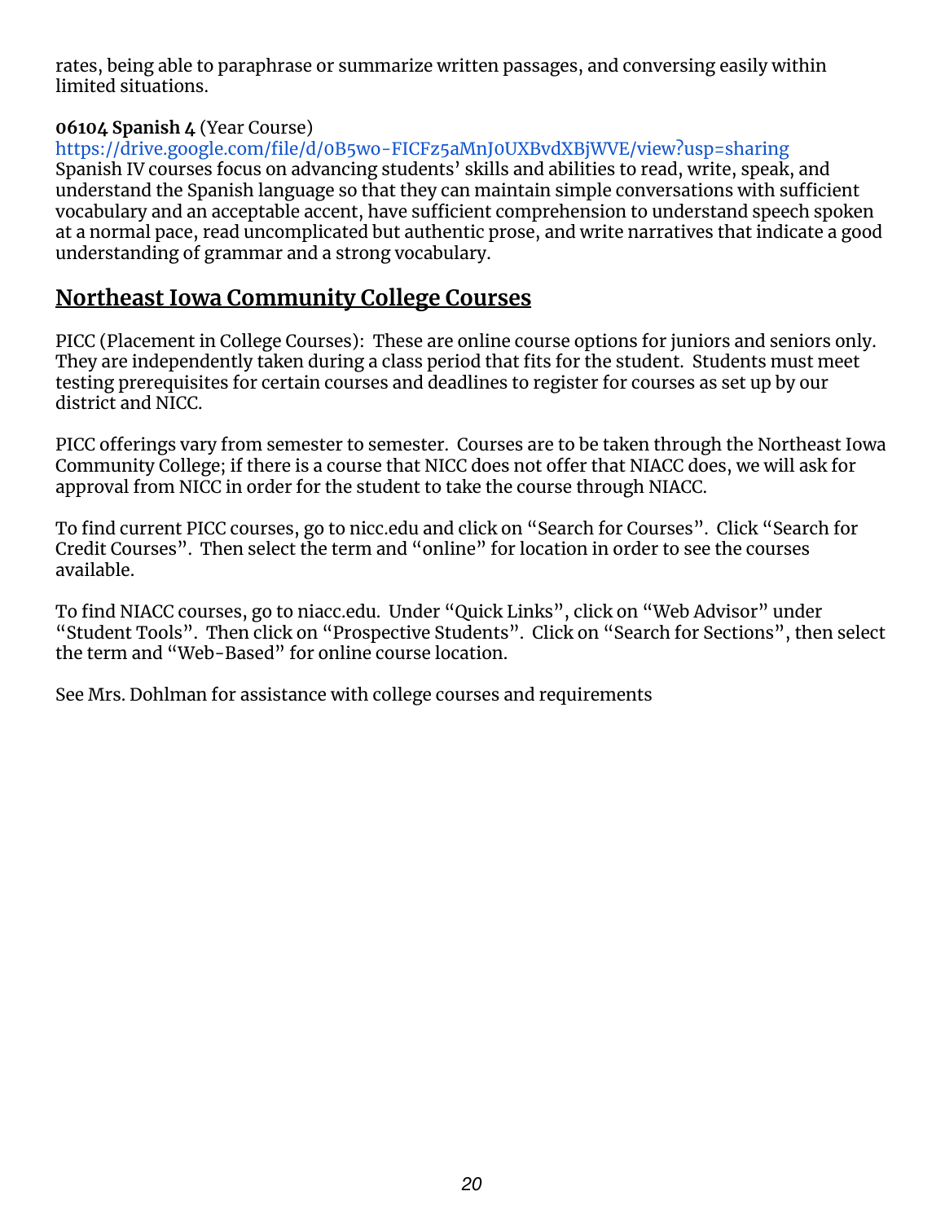rates, being able to paraphrase or summarize written passages, and conversing easily within limited situations.

**06104 Spanish 4** (Year Course)
https://drive.google.com/file/d/0B5wo-FICFz5aMnJ0UXBvdXBjWVE/view?usp=sharing
Spanish IV courses focus on advancing students' skills and abilities to read, write, speak, and understand the Spanish language so that they can maintain simple conversations with sufficient vocabulary and an acceptable accent, have sufficient comprehension to understand speech spoken at a normal pace, read uncomplicated but authentic prose, and write narratives that indicate a good understanding of grammar and a strong vocabulary.

## Northeast Iowa Community College Courses

PICC (Placement in College Courses): These are online course options for juniors and seniors only. They are independently taken during a class period that fits for the student. Students must meet testing prerequisites for certain courses and deadlines to register for courses as set up by our district and NICC.

PICC offerings vary from semester to semester. Courses are to be taken through the Northeast Iowa Community College; if there is a course that NICC does not offer that NIACC does, we will ask for approval from NICC in order for the student to take the course through NIACC.

To find current PICC courses, go to nicc.edu and click on "Search for Courses". Click "Search for Credit Courses". Then select the term and "online" for location in order to see the courses available.

To find NIACC courses, go to niacc.edu. Under "Quick Links", click on "Web Advisor" under "Student Tools". Then click on "Prospective Students". Click on "Search for Sections", then select the term and "Web-Based" for online course location.

See Mrs. Dohlman for assistance with college courses and requirements